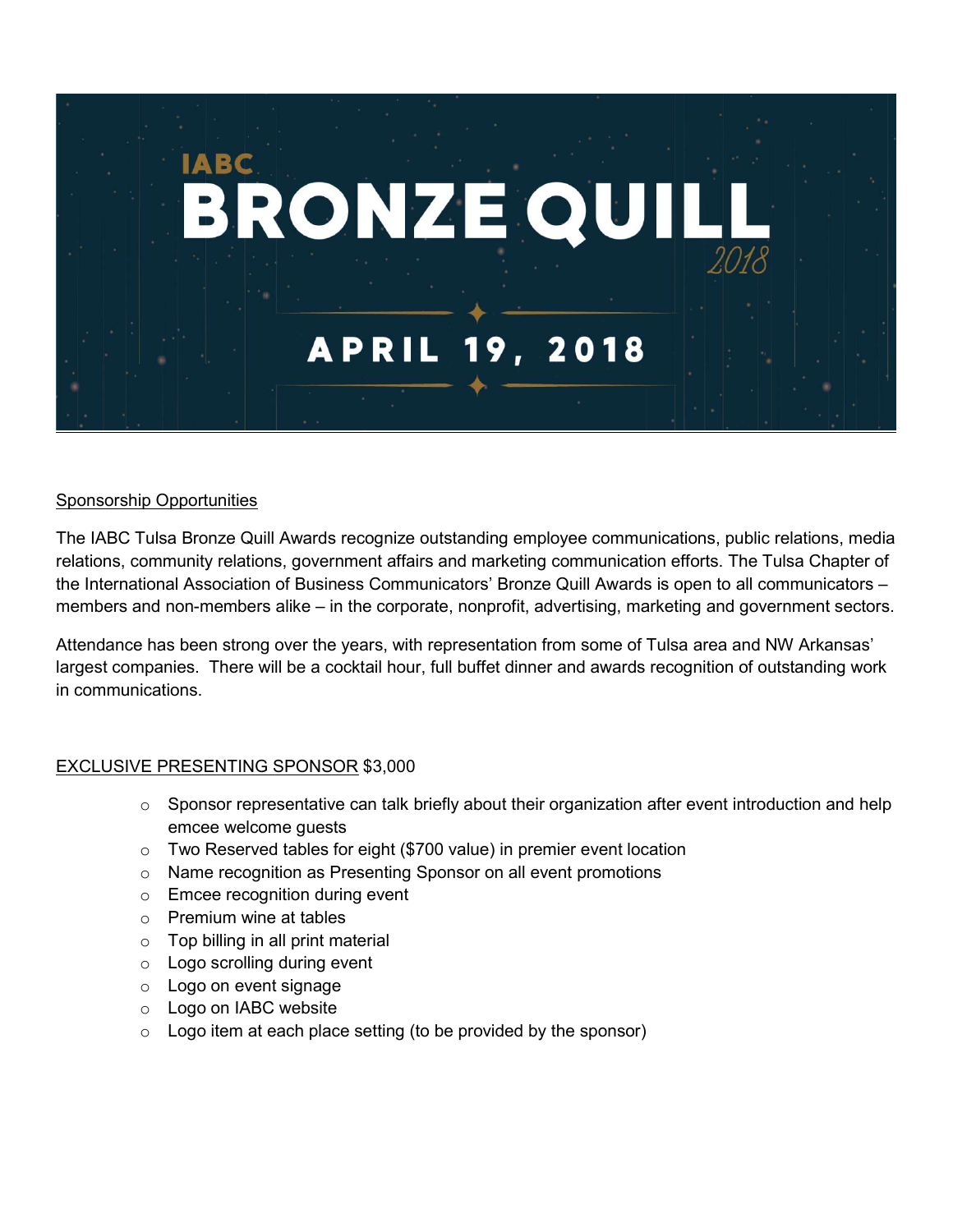# IABC BRONZE QUILL 2018

## APRIL 19, 2018

Sponsorship Opportunities

The IABC Tulsa Bronze Quill Awards recognize outstanding employee communications, public relations, media relations, community relations, government affairs and marketing communication efforts. The Tulsa Chapter of the International Association of Business Communicators' Bronze Quill Awards is open to all communicators – members and non-members alike – in the corporate, nonprofit, advertising, marketing and government sectors.

Attendance has been strong over the years, with representation from some of Tulsa area and NW Arkansas' largest companies. There will be a cocktail hour, full buffet dinner and awards recognition of outstanding work in communications.

EXCLUSIVE PRESENTING SPONSOR $3,000

- Sponsor representative can talk briefly about their organization after event introduction and help emcee welcome guests
- Two Reserved tables for eight ($700 value) in premier event location
- Name recognition as Presenting Sponsor on all event promotions
- Emcee recognition during event
- Premium wine at tables
- Top billing in all print material
- Logo scrolling during event
- Logo on event signage
- Logo on IABC website
- Logo item at each place setting (to be provided by the sponsor)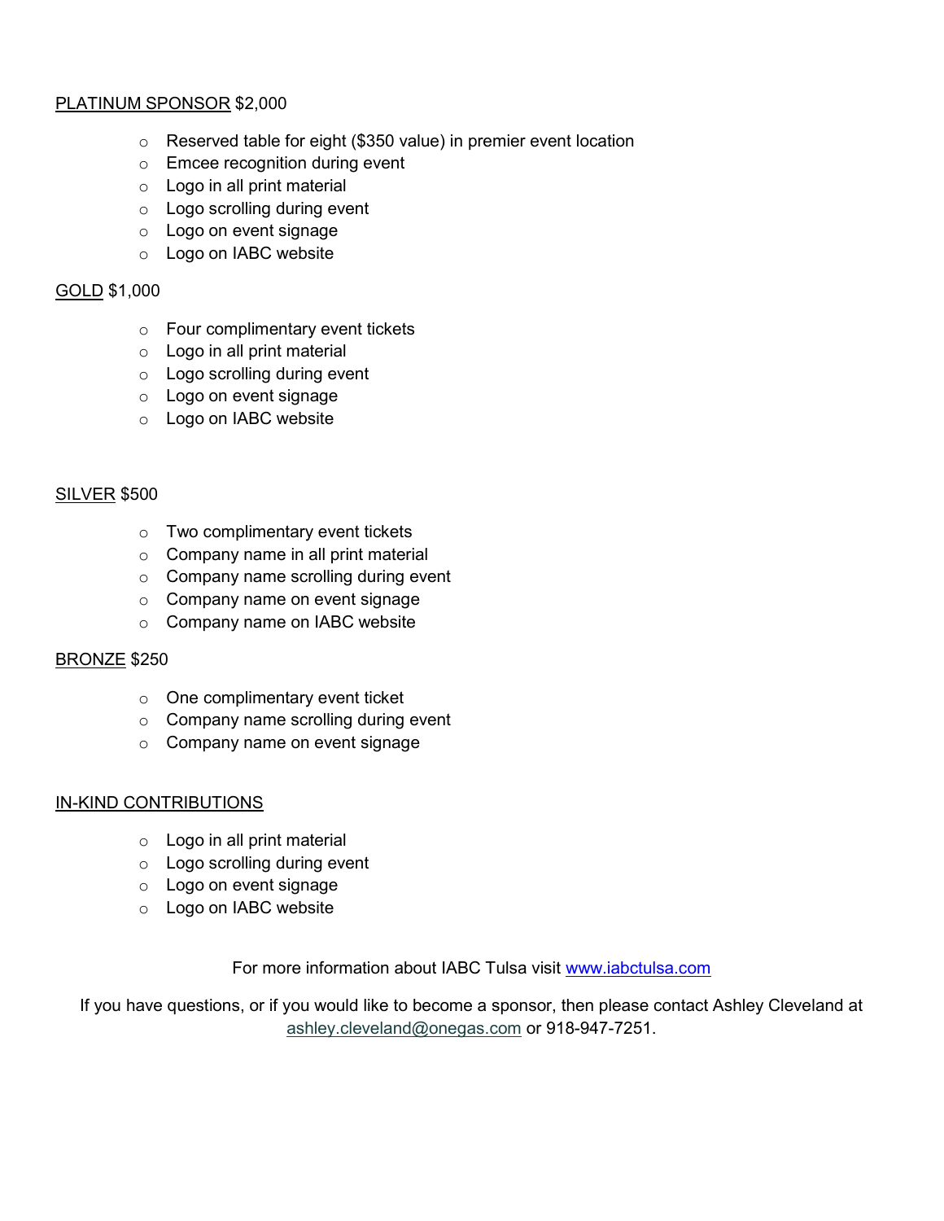PLATINUM SPONSOR $2,000

- Reserved table for eight ($350 value) in premier event location
- Emcee recognition during event
- Logo in all print material
- Logo scrolling during event
- Logo on event signage
- Logo on IABC website

GOLD $1,000

- Four complimentary event tickets
- Logo in all print material
- Logo scrolling during event
- Logo on event signage
- Logo on IABC website

SILVER $500

- Two complimentary event tickets
- Company name in all print material
- Company name scrolling during event
- Company name on event signage
- Company name on IABC website

BRONZE $250

- One complimentary event ticket
- Company name scrolling during event
- Company name on event signage

IN-KIND CONTRIBUTIONS

- Logo in all print material
- Logo scrolling during event
- Logo on event signage
- Logo on IABC website

For more information about IABC Tulsa visit www.iabctulsa.com

If you have questions, or if you would like to become a sponsor, then please contact Ashley Cleveland at ashley.cleveland@onegas.com or 918-947-7251.